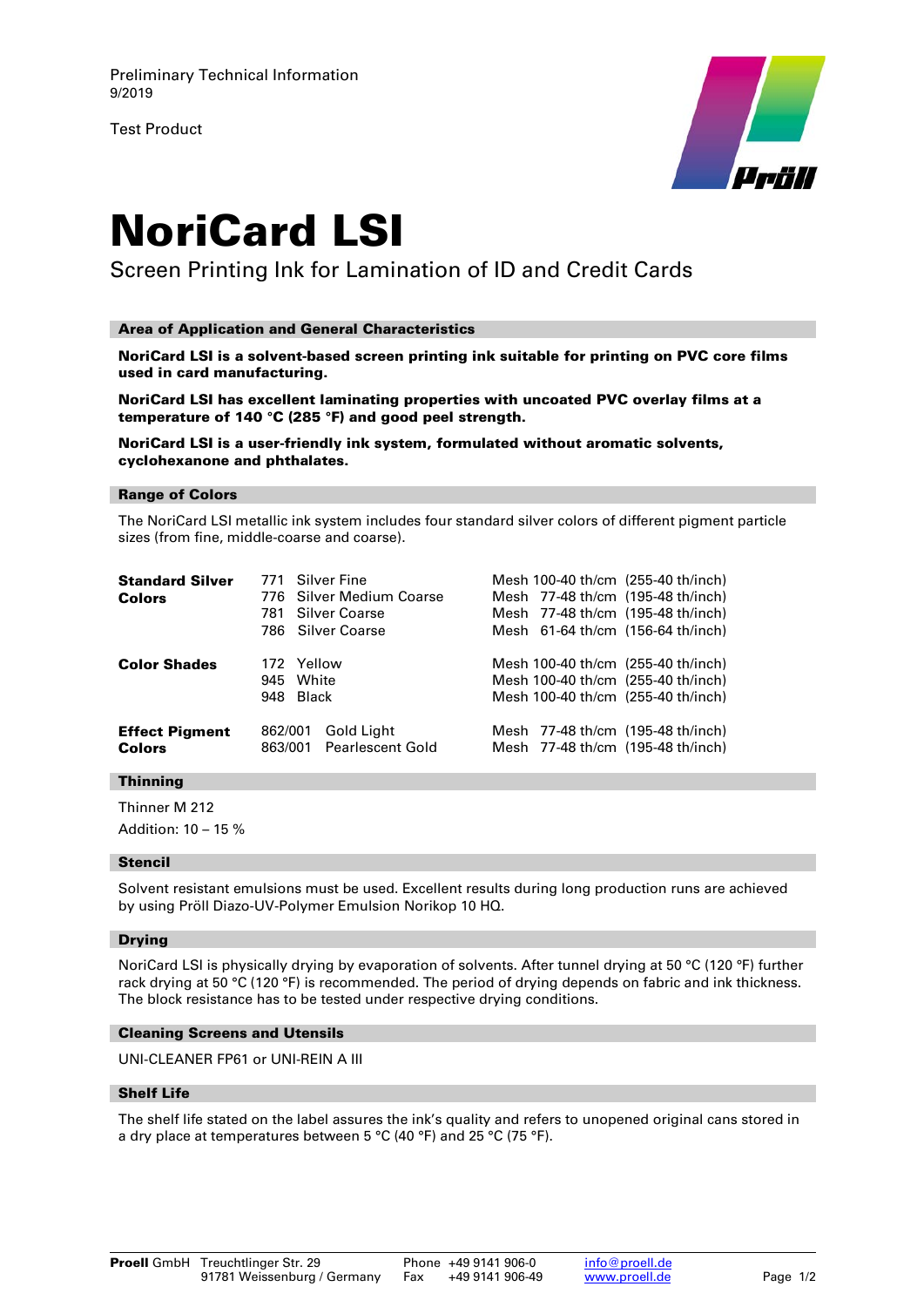Preliminary Technical Information
9/2019

Test Product

# NoriCard LSI

## Screen Printing Ink for Lamination of ID and Credit Cards

### Area of Application and General Characteristics

**NoriCard LSI is a solvent-based screen printing ink suitable for printing on PVC core films used in card manufacturing.**

**NoriCard LSI has excellent laminating properties with uncoated PVC overlay films at a temperature of 140 °C (285 °F) and good peel strength.**

**NoriCard LSI is a user-friendly ink system, formulated without aromatic solvents, cyclohexanone and phthalates.**

### Range of Colors

The NoriCard LSI metallic ink system includes four standard silver colors of different pigment particle sizes (from fine, middle-coarse and coarse).

| | | | |
|---|---|---|---|
| **Standard Silver Colors** | 771 | Silver Fine | Mesh 100-40 th/cm (255-40 th/inch) |
| | 776 | Silver Medium Coarse | Mesh 77-48 th/cm (195-48 th/inch) |
| | 781 | Silver Coarse | Mesh 77-48 th/cm (195-48 th/inch) |
| | 786 | Silver Coarse | Mesh 61-64 th/cm (156-64 th/inch) |
| **Color Shades** | 172 | Yellow | Mesh 100-40 th/cm (255-40 th/inch) |
| | 945 | White | Mesh 100-40 th/cm (255-40 th/inch) |
| | 948 | Black | Mesh 100-40 th/cm (255-40 th/inch) |
| **Effect Pigment Colors** | 862/001 | Gold Light | Mesh 77-48 th/cm (195-48 th/inch) |
| | 863/001 | Pearlescent Gold | Mesh 77-48 th/cm (195-48 th/inch) |

### Thinning

Thinner M 212

Addition: 10 – 15 %

### Stencil

Solvent resistant emulsions must be used. Excellent results during long production runs are achieved by using Pröll Diazo-UV-Polymer Emulsion Norikop 10 HQ.

### Drying

NoriCard LSI is physically drying by evaporation of solvents. After tunnel drying at 50 °C (120 °F) further rack drying at 50 °C (120 °F) is recommended. The period of drying depends on fabric and ink thickness. The block resistance has to be tested under respective drying conditions.

### Cleaning Screens and Utensils

UNI-CLEANER FP61 or UNI-REIN A III

### Shelf Life

The shelf life stated on the label assures the ink's quality and refers to unopened original cans stored in a dry place at temperatures between 5 °C (40 °F) and 25 °C (75 °F).

**Proell** GmbH Treuchtlinger Str. 29, 91781 Weissenburg / Germany — Phone +49 9141 906-0 — Fax +49 9141 906-49 — info@proell.de — www.proell.de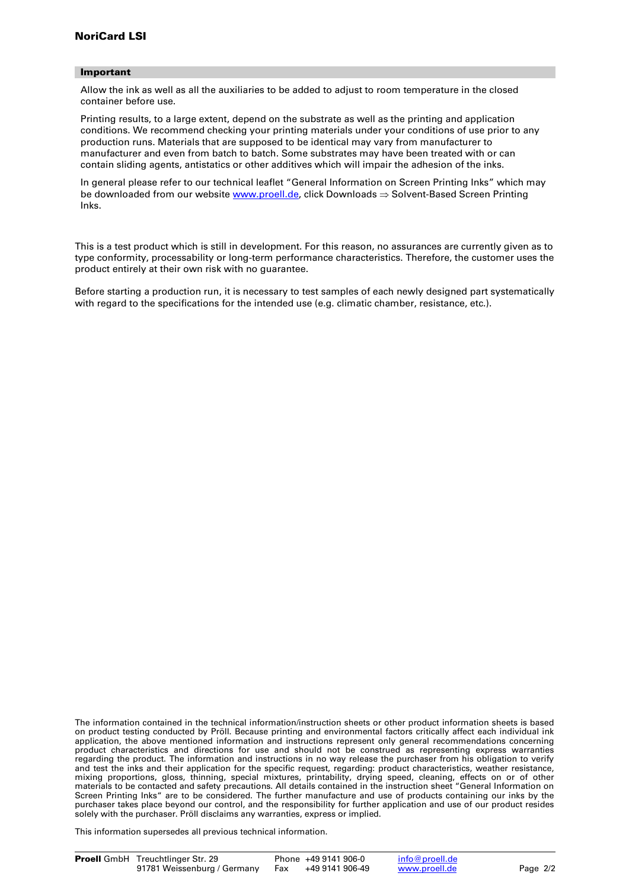## Important

Allow the ink as well as all the auxiliaries to be added to adjust to room temperature in the closed container before use.

Printing results, to a large extent, depend on the substrate as well as the printing and application conditions. We recommend checking your printing materials under your conditions of use prior to any production runs. Materials that are supposed to be identical may vary from manufacturer to manufacturer and even from batch to batch. Some substrates may have been treated with or can contain sliding agents, antistatics or other additives which will impair the adhesion of the inks.

In general please refer to our technical leaflet "General Information on Screen Printing Inks" which may be downloaded from our website www.proell.de, click Downloads ⇒ Solvent-Based Screen Printing Inks.

This is a test product which is still in development. For this reason, no assurances are currently given as to type conformity, processability or long-term performance characteristics. Therefore, the customer uses the product entirely at their own risk with no guarantee.

Before starting a production run, it is necessary to test samples of each newly designed part systematically with regard to the specifications for the intended use (e.g. climatic chamber, resistance, etc.).

The information contained in the technical information/instruction sheets or other product information sheets is based on product testing conducted by Pröll. Because printing and environmental factors critically affect each individual ink application, the above mentioned information and instructions represent only general recommendations concerning product characteristics and directions for use and should not be construed as representing express warranties regarding the product. The information and instructions in no way release the purchaser from his obligation to verify and test the inks and their application for the specific request, regarding: product characteristics, weather resistance, mixing proportions, gloss, thinning, special mixtures, printability, drying speed, cleaning, effects on or of other materials to be contacted and safety precautions. All details contained in the instruction sheet "General Information on Screen Printing Inks" are to be considered. The further manufacture and use of products containing our inks by the purchaser takes place beyond our control, and the responsibility for further application and use of our product resides solely with the purchaser. Pröll disclaims any warranties, express or implied.

This information supersedes all previous technical information.

**Proell** GmbH Treuchtlinger Str. 29, 91781 Weissenburg / Germany — Phone +49 9141 906-0, Fax +49 9141 906-49 — info@proell.de, www.proell.de